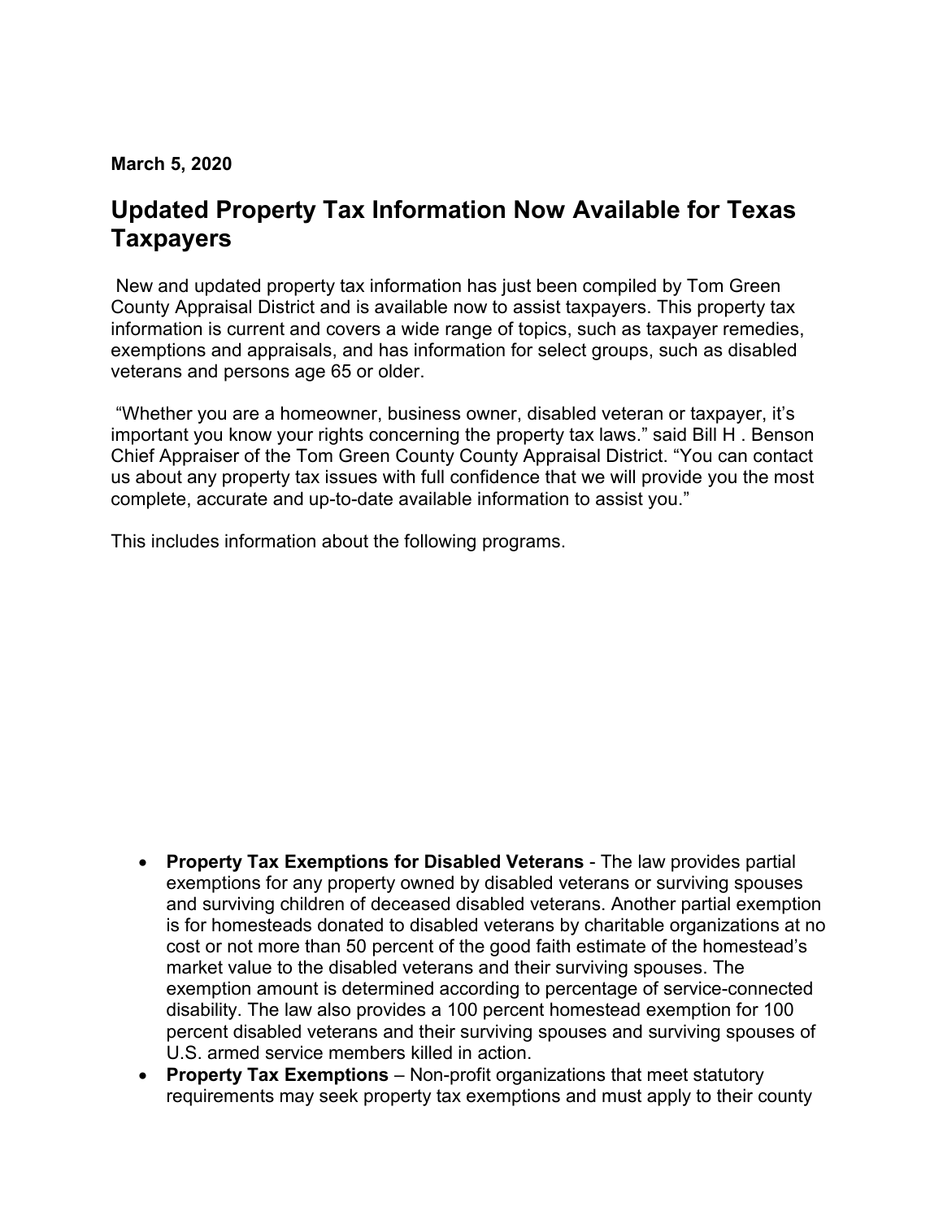**March 5, 2020**

# Updated Property Tax Information Now Available for Texas Taxpayers

New and updated property tax information has just been compiled by Tom Green County Appraisal District and is available now to assist taxpayers. This property tax information is current and covers a wide range of topics, such as taxpayer remedies, exemptions and appraisals, and has information for select groups, such as disabled veterans and persons age 65 or older.

"Whether you are a homeowner, business owner, disabled veteran or taxpayer, it's important you know your rights concerning the property tax laws." said Bill H . Benson Chief Appraiser of the Tom Green County County Appraisal District. "You can contact us about any property tax issues with full confidence that we will provide you the most complete, accurate and up-to-date available information to assist you."

This includes information about the following programs.

- **Property Tax Exemptions for Disabled Veterans** - The law provides partial exemptions for any property owned by disabled veterans or surviving spouses and surviving children of deceased disabled veterans. Another partial exemption is for homesteads donated to disabled veterans by charitable organizations at no cost or not more than 50 percent of the good faith estimate of the homestead's market value to the disabled veterans and their surviving spouses. The exemption amount is determined according to percentage of service-connected disability. The law also provides a 100 percent homestead exemption for 100 percent disabled veterans and their surviving spouses and surviving spouses of U.S. armed service members killed in action.
- **Property Tax Exemptions** – Non-profit organizations that meet statutory requirements may seek property tax exemptions and must apply to their county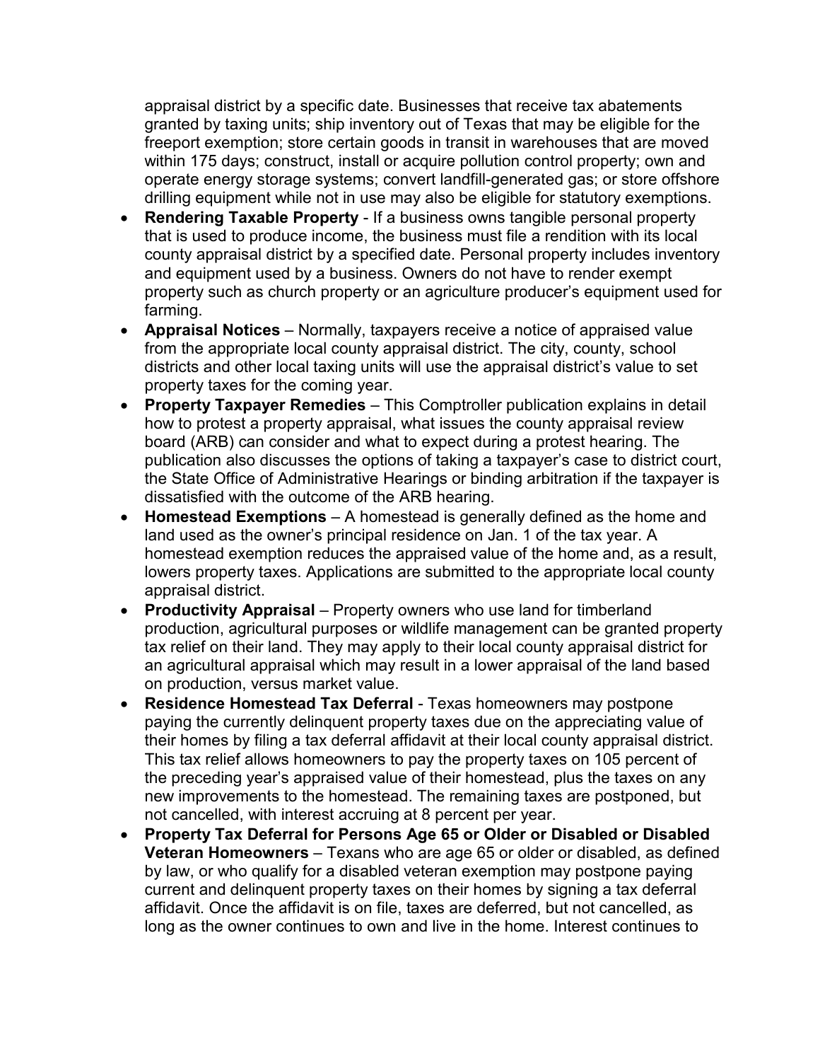appraisal district by a specific date. Businesses that receive tax abatements granted by taxing units; ship inventory out of Texas that may be eligible for the freeport exemption; store certain goods in transit in warehouses that are moved within 175 days; construct, install or acquire pollution control property; own and operate energy storage systems; convert landfill-generated gas; or store offshore drilling equipment while not in use may also be eligible for statutory exemptions.

- **Rendering Taxable Property** - If a business owns tangible personal property that is used to produce income, the business must file a rendition with its local county appraisal district by a specified date. Personal property includes inventory and equipment used by a business. Owners do not have to render exempt property such as church property or an agriculture producer's equipment used for farming.
- **Appraisal Notices** – Normally, taxpayers receive a notice of appraised value from the appropriate local county appraisal district. The city, county, school districts and other local taxing units will use the appraisal district's value to set property taxes for the coming year.
- **Property Taxpayer Remedies** – This Comptroller publication explains in detail how to protest a property appraisal, what issues the county appraisal review board (ARB) can consider and what to expect during a protest hearing. The publication also discusses the options of taking a taxpayer's case to district court, the State Office of Administrative Hearings or binding arbitration if the taxpayer is dissatisfied with the outcome of the ARB hearing.
- **Homestead Exemptions** – A homestead is generally defined as the home and land used as the owner's principal residence on Jan. 1 of the tax year. A homestead exemption reduces the appraised value of the home and, as a result, lowers property taxes. Applications are submitted to the appropriate local county appraisal district.
- **Productivity Appraisal** – Property owners who use land for timberland production, agricultural purposes or wildlife management can be granted property tax relief on their land. They may apply to their local county appraisal district for an agricultural appraisal which may result in a lower appraisal of the land based on production, versus market value.
- **Residence Homestead Tax Deferral** - Texas homeowners may postpone paying the currently delinquent property taxes due on the appreciating value of their homes by filing a tax deferral affidavit at their local county appraisal district. This tax relief allows homeowners to pay the property taxes on 105 percent of the preceding year's appraised value of their homestead, plus the taxes on any new improvements to the homestead. The remaining taxes are postponed, but not cancelled, with interest accruing at 8 percent per year.
- **Property Tax Deferral for Persons Age 65 or Older or Disabled or Disabled Veteran Homeowners** – Texans who are age 65 or older or disabled, as defined by law, or who qualify for a disabled veteran exemption may postpone paying current and delinquent property taxes on their homes by signing a tax deferral affidavit. Once the affidavit is on file, taxes are deferred, but not cancelled, as long as the owner continues to own and live in the home. Interest continues to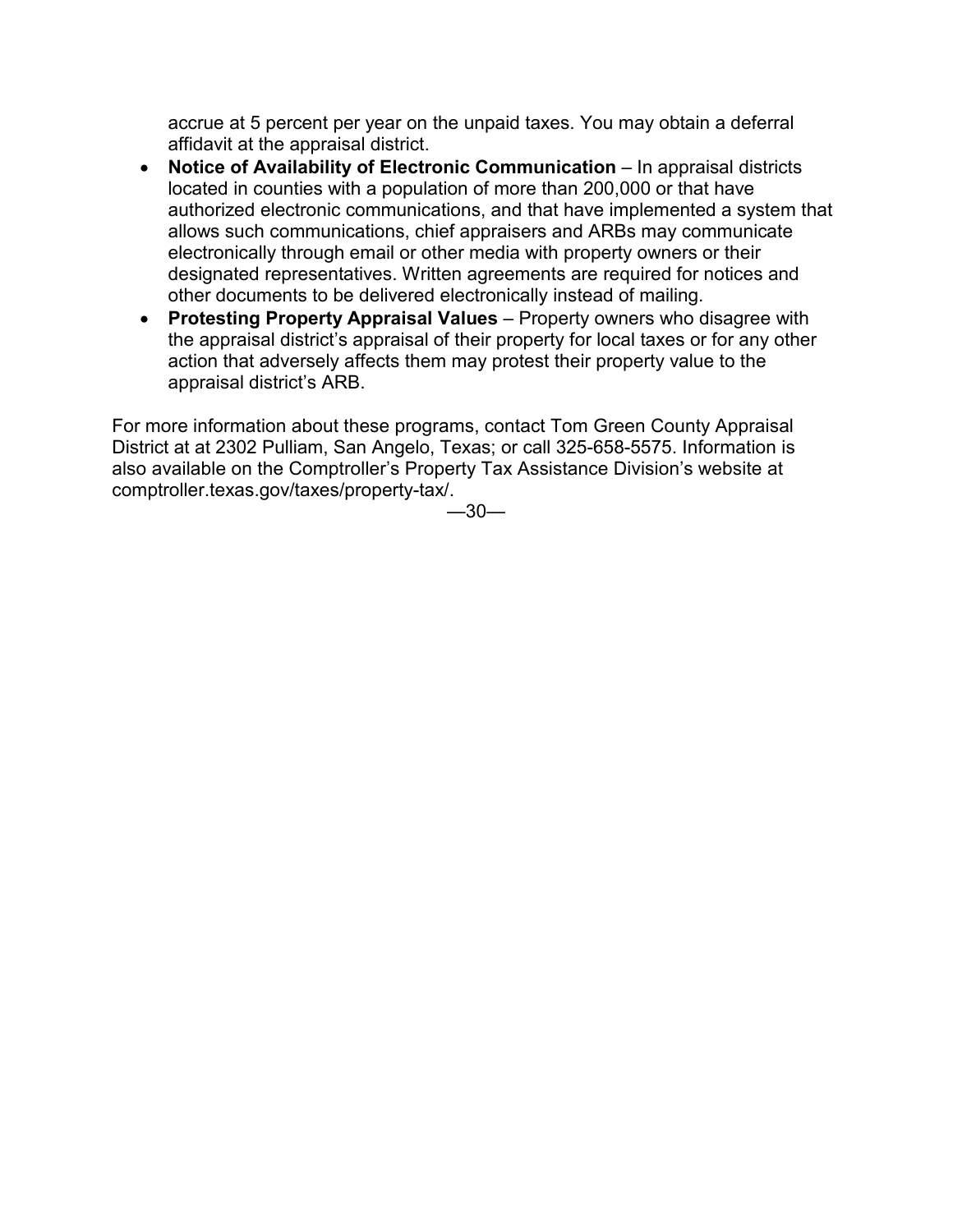accrue at 5 percent per year on the unpaid taxes. You may obtain a deferral affidavit at the appraisal district.

- **Notice of Availability of Electronic Communication** – In appraisal districts located in counties with a population of more than 200,000 or that have authorized electronic communications, and that have implemented a system that allows such communications, chief appraisers and ARBs may communicate electronically through email or other media with property owners or their designated representatives. Written agreements are required for notices and other documents to be delivered electronically instead of mailing.
- **Protesting Property Appraisal Values** – Property owners who disagree with the appraisal district's appraisal of their property for local taxes or for any other action that adversely affects them may protest their property value to the appraisal district's ARB.

For more information about these programs, contact Tom Green County Appraisal District at at 2302 Pulliam, San Angelo, Texas; or call 325-658-5575. Information is also available on the Comptroller's Property Tax Assistance Division's website at comptroller.texas.gov/taxes/property-tax/.

—30—